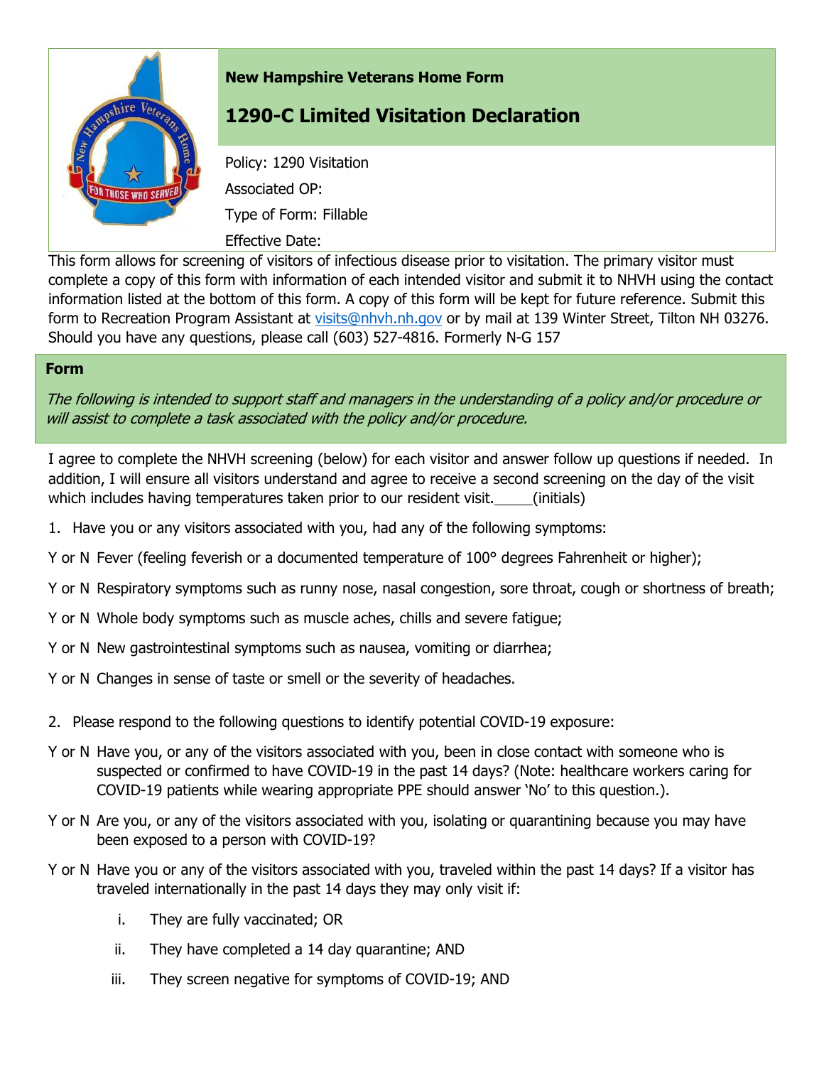**New Hampshire Veterans Home Form**

# 1290-C Limited Visitation Declaration

Policy: 1290 Visitation

Associated OP:

Type of Form: Fillable

Effective Date:

This form allows for screening of visitors of infectious disease prior to visitation. The primary visitor must complete a copy of this form with information of each intended visitor and submit it to NHVH using the contact information listed at the bottom of this form. A copy of this form will be kept for future reference. Submit this form to Recreation Program Assistant at visits@nhvh.nh.gov or by mail at 139 Winter Street, Tilton NH 03276. Should you have any questions, please call (603) 527-4816. Formerly N-G 157

## Form

*The following is intended to support staff and managers in the understanding of a policy and/or procedure or will assist to complete a task associated with the policy and/or procedure.*

I agree to complete the NHVH screening (below) for each visitor and answer follow up questions if needed. In addition, I will ensure all visitors understand and agree to receive a second screening on the day of the visit which includes having temperatures taken prior to our resident visit.\_\_\_\_\_(initials)

1. Have you or any visitors associated with you, had any of the following symptoms:

Y or N Fever (feeling feverish or a documented temperature of 100° degrees Fahrenheit or higher);

Y or N Respiratory symptoms such as runny nose, nasal congestion, sore throat, cough or shortness of breath;

Y or N Whole body symptoms such as muscle aches, chills and severe fatigue;

Y or N New gastrointestinal symptoms such as nausea, vomiting or diarrhea;

Y or N Changes in sense of taste or smell or the severity of headaches.

2. Please respond to the following questions to identify potential COVID-19 exposure:

Y or N Have you, or any of the visitors associated with you, been in close contact with someone who is suspected or confirmed to have COVID-19 in the past 14 days? (Note: healthcare workers caring for COVID-19 patients while wearing appropriate PPE should answer 'No' to this question.).

Y or N Are you, or any of the visitors associated with you, isolating or quarantining because you may have been exposed to a person with COVID-19?

Y or N Have you or any of the visitors associated with you, traveled within the past 14 days? If a visitor has traveled internationally in the past 14 days they may only visit if:

   i. They are fully vaccinated; OR
   ii. They have completed a 14 day quarantine; AND
   iii. They screen negative for symptoms of COVID-19; AND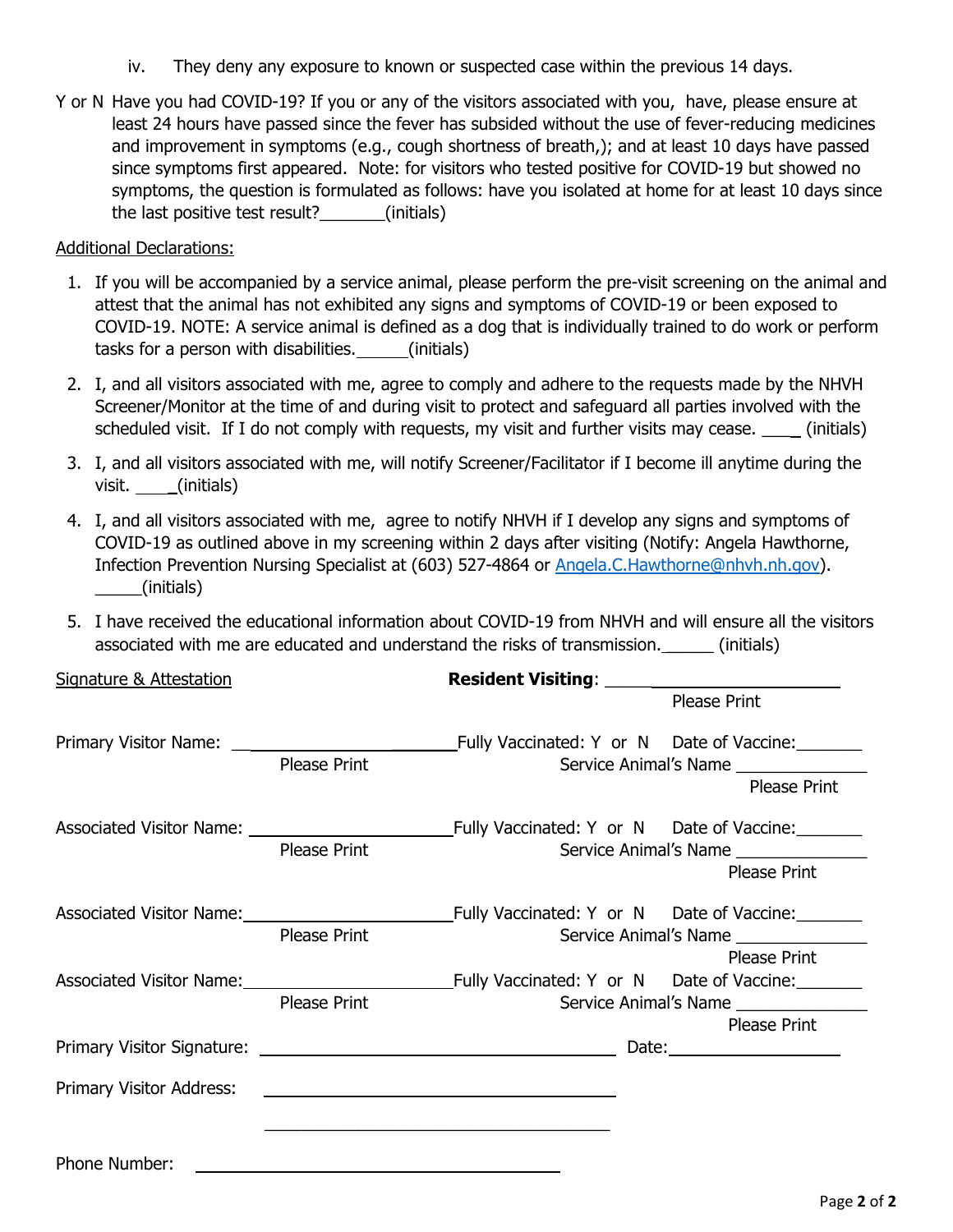iv. They deny any exposure to known or suspected case within the previous 14 days.

Y or N Have you had COVID-19? If you or any of the visitors associated with you, have, please ensure at least 24 hours have passed since the fever has subsided without the use of fever-reducing medicines and improvement in symptoms (e.g., cough shortness of breath,); and at least 10 days have passed since symptoms first appeared. Note: for visitors who tested positive for COVID-19 but showed no symptoms, the question is formulated as follows: have you isolated at home for at least 10 days since the last positive test result?_______(initials)

Additional Declarations:

1. If you will be accompanied by a service animal, please perform the pre-visit screening on the animal and attest that the animal has not exhibited any signs and symptoms of COVID-19 or been exposed to COVID-19. NOTE: A service animal is defined as a dog that is individually trained to do work or perform tasks for a person with disabilities.______(initials)
2. I, and all visitors associated with me, agree to comply and adhere to the requests made by the NHVH Screener/Monitor at the time of and during visit to protect and safeguard all parties involved with the scheduled visit. If I do not comply with requests, my visit and further visits may cease. ____ (initials)
3. I, and all visitors associated with me, will notify Screener/Facilitator if I become ill anytime during the visit. _____(initials)
4. I, and all visitors associated with me, agree to notify NHVH if I develop any signs and symptoms of COVID-19 as outlined above in my screening within 2 days after visiting (Notify: Angela Hawthorne, Infection Prevention Nursing Specialist at (603) 527-4864 or Angela.C.Hawthorne@nhvh.nh.gov). _____(initials)
5. I have received the educational information about COVID-19 from NHVH and will ensure all the visitors associated with me are educated and understand the risks of transmission.______ (initials)

Signature & Attestation

**Resident Visiting**: ___________________________
Please Print

Primary Visitor Name: ___________________________ Fully Vaccinated: Y or N Date of Vaccine:_______
Please Print
Service Animal's Name ______________
Please Print

Associated Visitor Name: ___________________________ Fully Vaccinated: Y or N Date of Vaccine:_______
Please Print
Service Animal's Name ______________
Please Print

Associated Visitor Name: ___________________________ Fully Vaccinated: Y or N Date of Vaccine:_______
Please Print
Service Animal's Name ______________
Please Print

Associated Visitor Name: ___________________________ Fully Vaccinated: Y or N Date of Vaccine:_______
Please Print
Service Animal's Name ______________
Please Print

Primary Visitor Signature: ______________________________________ Date: ___________________

Primary Visitor Address: ______________________________________

______________________________________

Phone Number: ______________________________________